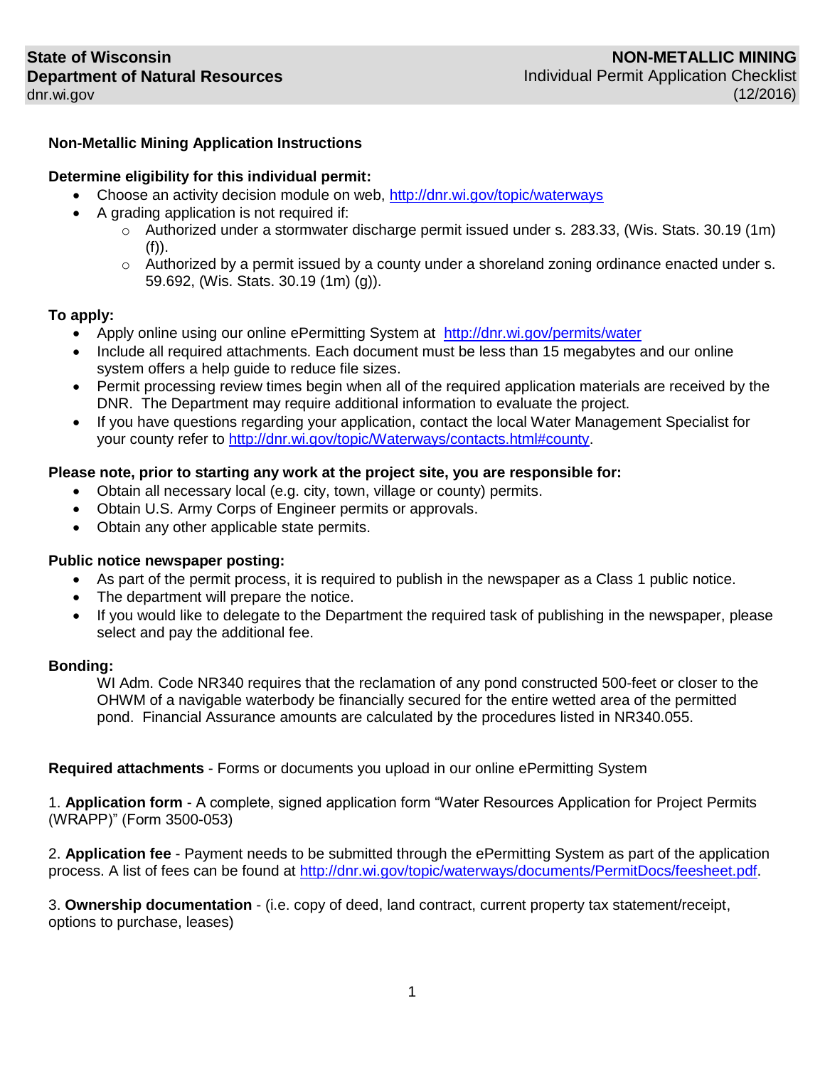**State of Wisconsin**
**Department of Natural Resources**
dnr.wi.gov

**NON-METALLIC MINING**
Individual Permit Application Checklist
(12/2016)

**Non-Metallic Mining Application Instructions**

**Determine eligibility for this individual permit:**

- Choose an activity decision module on web, http://dnr.wi.gov/topic/waterways
- A grading application is not required if:
  - Authorized under a stormwater discharge permit issued under s. 283.33, (Wis. Stats. 30.19 (1m) (f)).
  - Authorized by a permit issued by a county under a shoreland zoning ordinance enacted under s. 59.692, (Wis. Stats. 30.19 (1m) (g)).

**To apply:**

- Apply online using our online ePermitting System at http://dnr.wi.gov/permits/water
- Include all required attachments. Each document must be less than 15 megabytes and our online system offers a help guide to reduce file sizes.
- Permit processing review times begin when all of the required application materials are received by the DNR. The Department may require additional information to evaluate the project.
- If you have questions regarding your application, contact the local Water Management Specialist for your county refer to http://dnr.wi.gov/topic/Waterways/contacts.html#county.

**Please note, prior to starting any work at the project site, you are responsible for:**

- Obtain all necessary local (e.g. city, town, village or county) permits.
- Obtain U.S. Army Corps of Engineer permits or approvals.
- Obtain any other applicable state permits.

**Public notice newspaper posting:**

- As part of the permit process, it is required to publish in the newspaper as a Class 1 public notice.
- The department will prepare the notice.
- If you would like to delegate to the Department the required task of publishing in the newspaper, please select and pay the additional fee.

**Bonding:**

WI Adm. Code NR340 requires that the reclamation of any pond constructed 500-feet or closer to the OHWM of a navigable waterbody be financially secured for the entire wetted area of the permitted pond. Financial Assurance amounts are calculated by the procedures listed in NR340.055.

**Required attachments** - Forms or documents you upload in our online ePermitting System

1. **Application form** - A complete, signed application form "Water Resources Application for Project Permits (WRAPP)" (Form 3500-053)

2. **Application fee** - Payment needs to be submitted through the ePermitting System as part of the application process. A list of fees can be found at http://dnr.wi.gov/topic/waterways/documents/PermitDocs/feesheet.pdf.

3. **Ownership documentation** - (i.e. copy of deed, land contract, current property tax statement/receipt, options to purchase, leases)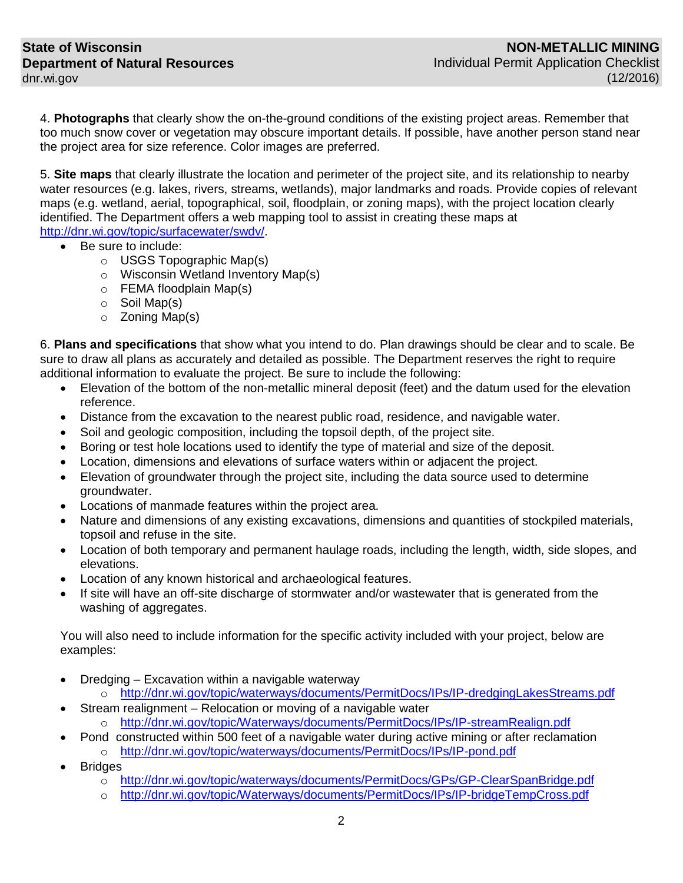4. **Photographs** that clearly show the on-the-ground conditions of the existing project areas. Remember that too much snow cover or vegetation may obscure important details. If possible, have another person stand near the project area for size reference. Color images are preferred.

5. **Site maps** that clearly illustrate the location and perimeter of the project site, and its relationship to nearby water resources (e.g. lakes, rivers, streams, wetlands), major landmarks and roads. Provide copies of relevant maps (e.g. wetland, aerial, topographical, soil, floodplain, or zoning maps), with the project location clearly identified. The Department offers a web mapping tool to assist in creating these maps at http://dnr.wi.gov/topic/surfacewater/swdv/.

- Be sure to include:
  - USGS Topographic Map(s)
  - Wisconsin Wetland Inventory Map(s)
  - FEMA floodplain Map(s)
  - Soil Map(s)
  - Zoning Map(s)

6. **Plans and specifications** that show what you intend to do. Plan drawings should be clear and to scale. Be sure to draw all plans as accurately and detailed as possible. The Department reserves the right to require additional information to evaluate the project. Be sure to include the following:

- Elevation of the bottom of the non-metallic mineral deposit (feet) and the datum used for the elevation reference.
- Distance from the excavation to the nearest public road, residence, and navigable water.
- Soil and geologic composition, including the topsoil depth, of the project site.
- Boring or test hole locations used to identify the type of material and size of the deposit.
- Location, dimensions and elevations of surface waters within or adjacent the project.
- Elevation of groundwater through the project site, including the data source used to determine groundwater.
- Locations of manmade features within the project area.
- Nature and dimensions of any existing excavations, dimensions and quantities of stockpiled materials, topsoil and refuse in the site.
- Location of both temporary and permanent haulage roads, including the length, width, side slopes, and elevations.
- Location of any known historical and archaeological features.
- If site will have an off-site discharge of stormwater and/or wastewater that is generated from the washing of aggregates.

You will also need to include information for the specific activity included with your project, below are examples:

- Dredging – Excavation within a navigable waterway
  - http://dnr.wi.gov/topic/waterways/documents/PermitDocs/IPs/IP-dredgingLakesStreams.pdf
- Stream realignment – Relocation or moving of a navigable water
  - http://dnr.wi.gov/topic/Waterways/documents/PermitDocs/IPs/IP-streamRealign.pdf
- Pond constructed within 500 feet of a navigable water during active mining or after reclamation
  - http://dnr.wi.gov/topic/waterways/documents/PermitDocs/IPs/IP-pond.pdf
- Bridges
  - http://dnr.wi.gov/topic/waterways/documents/PermitDocs/GPs/GP-ClearSpanBridge.pdf
  - http://dnr.wi.gov/topic/Waterways/documents/PermitDocs/IPs/IP-bridgeTempCross.pdf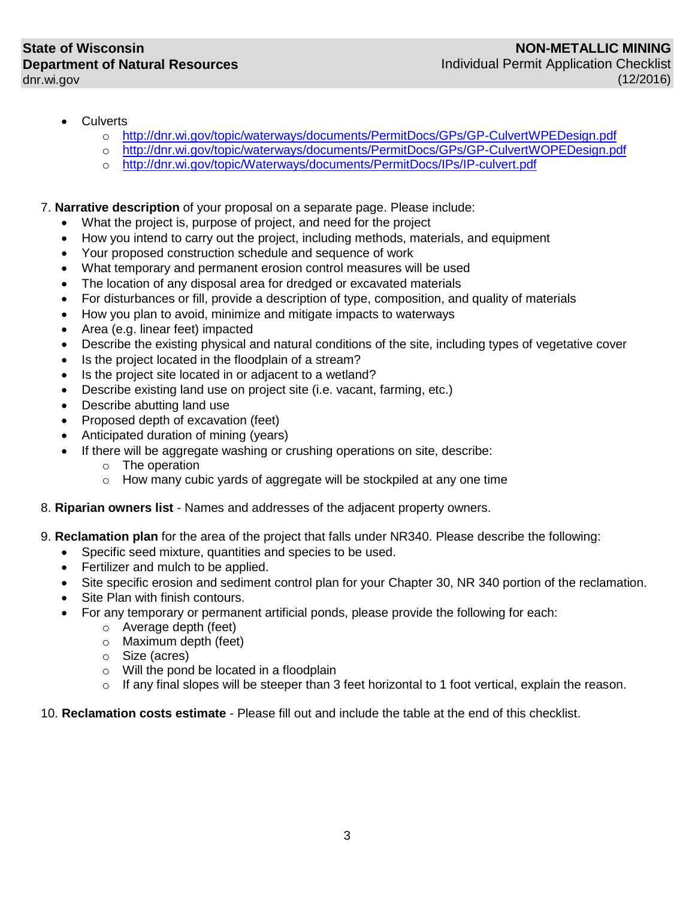- Culverts
    - http://dnr.wi.gov/topic/waterways/documents/PermitDocs/GPs/GP-CulvertWPEDesign.pdf
    - http://dnr.wi.gov/topic/waterways/documents/PermitDocs/GPs/GP-CulvertWOPEDesign.pdf
    - http://dnr.wi.gov/topic/Waterways/documents/PermitDocs/IPs/IP-culvert.pdf

7. **Narrative description** of your proposal on a separate page. Please include:
    - What the project is, purpose of project, and need for the project
    - How you intend to carry out the project, including methods, materials, and equipment
    - Your proposed construction schedule and sequence of work
    - What temporary and permanent erosion control measures will be used
    - The location of any disposal area for dredged or excavated materials
    - For disturbances or fill, provide a description of type, composition, and quality of materials
    - How you plan to avoid, minimize and mitigate impacts to waterways
    - Area (e.g. linear feet) impacted
    - Describe the existing physical and natural conditions of the site, including types of vegetative cover
    - Is the project located in the floodplain of a stream?
    - Is the project site located in or adjacent to a wetland?
    - Describe existing land use on project site (i.e. vacant, farming, etc.)
    - Describe abutting land use
    - Proposed depth of excavation (feet)
    - Anticipated duration of mining (years)
    - If there will be aggregate washing or crushing operations on site, describe:
        - The operation
        - How many cubic yards of aggregate will be stockpiled at any one time

8. **Riparian owners list** - Names and addresses of the adjacent property owners.

9. **Reclamation plan** for the area of the project that falls under NR340. Please describe the following:
    - Specific seed mixture, quantities and species to be used.
    - Fertilizer and mulch to be applied.
    - Site specific erosion and sediment control plan for your Chapter 30, NR 340 portion of the reclamation.
    - Site Plan with finish contours.
    - For any temporary or permanent artificial ponds, please provide the following for each:
        - Average depth (feet)
        - Maximum depth (feet)
        - Size (acres)
        - Will the pond be located in a floodplain
        - If any final slopes will be steeper than 3 feet horizontal to 1 foot vertical, explain the reason.

10. **Reclamation costs estimate** - Please fill out and include the table at the end of this checklist.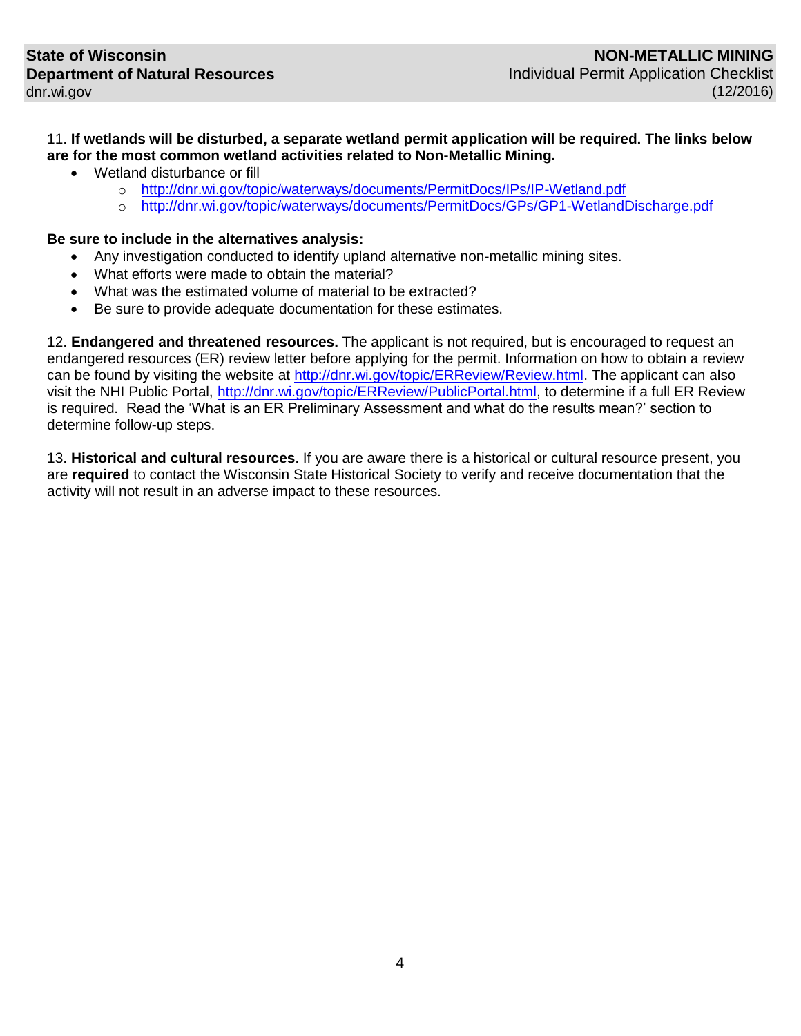11. **If wetlands will be disturbed, a separate wetland permit application will be required. The links below are for the most common wetland activities related to Non-Metallic Mining.**

- Wetland disturbance or fill
  - http://dnr.wi.gov/topic/waterways/documents/PermitDocs/IPs/IP-Wetland.pdf
  - http://dnr.wi.gov/topic/waterways/documents/PermitDocs/GPs/GP1-WetlandDischarge.pdf

**Be sure to include in the alternatives analysis:**

- Any investigation conducted to identify upland alternative non-metallic mining sites.
- What efforts were made to obtain the material?
- What was the estimated volume of material to be extracted?
- Be sure to provide adequate documentation for these estimates.

12. **Endangered and threatened resources.** The applicant is not required, but is encouraged to request an endangered resources (ER) review letter before applying for the permit. Information on how to obtain a review can be found by visiting the website at http://dnr.wi.gov/topic/ERReview/Review.html. The applicant can also visit the NHI Public Portal, http://dnr.wi.gov/topic/ERReview/PublicPortal.html, to determine if a full ER Review is required. Read the 'What is an ER Preliminary Assessment and what do the results mean?' section to determine follow-up steps.

13. **Historical and cultural resources**. If you are aware there is a historical or cultural resource present, you are **required** to contact the Wisconsin State Historical Society to verify and receive documentation that the activity will not result in an adverse impact to these resources.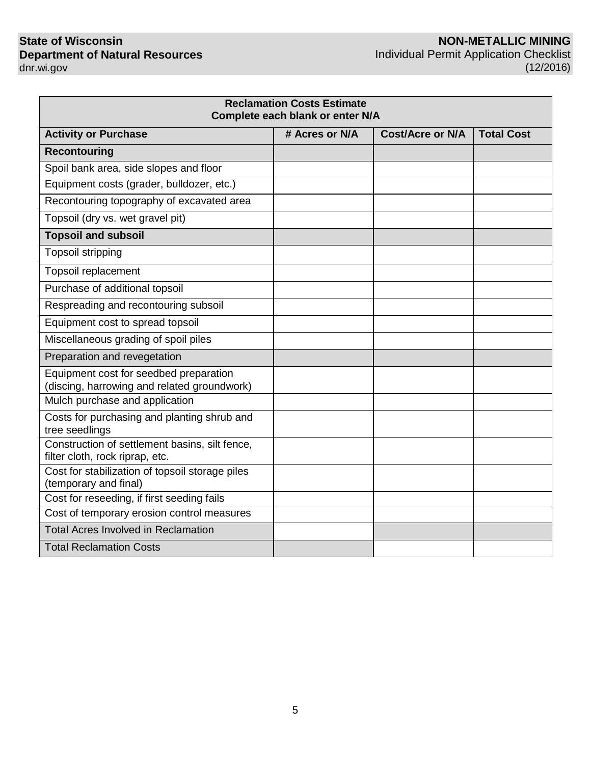| Reclamation Costs Estimate<br>Complete each blank or enter N/A | | | |
|---|---|---|---|
| **Activity or Purchase** | **# Acres or N/A** | **Cost/Acre or N/A** | **Total Cost** |
| **Recontouring** | | | |
| Spoil bank area, side slopes and floor | | | |
| Equipment costs (grader, bulldozer, etc.) | | | |
| Recontouring topography of excavated area | | | |
| Topsoil (dry vs. wet gravel pit) | | | |
| **Topsoil and subsoil** | | | |
| Topsoil stripping | | | |
| Topsoil replacement | | | |
| Purchase of additional topsoil | | | |
| Respreading and recontouring subsoil | | | |
| Equipment cost to spread topsoil | | | |
| Miscellaneous grading of spoil piles | | | |
| Preparation and revegetation | | | |
| Equipment cost for seedbed preparation (discing, harrowing and related groundwork) | | | |
| Mulch purchase and application | | | |
| Costs for purchasing and planting shrub and tree seedlings | | | |
| Construction of settlement basins, silt fence, filter cloth, rock riprap, etc. | | | |
| Cost for stabilization of topsoil storage piles (temporary and final) | | | |
| Cost for reseeding, if first seeding fails | | | |
| Cost of temporary erosion control measures | | | |
| Total Acres Involved in Reclamation | | | |
| Total Reclamation Costs | | | |